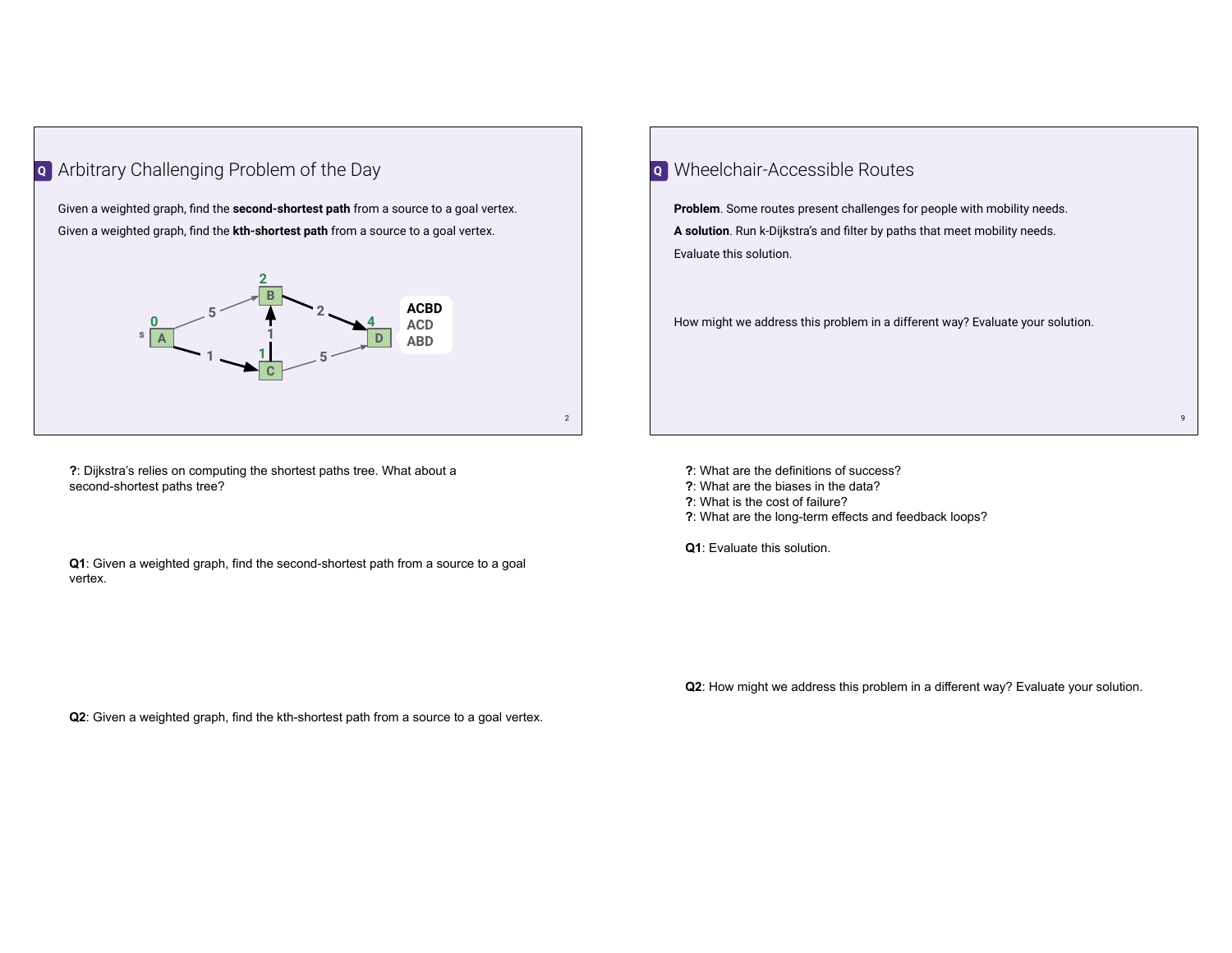## Q Arbitrary Challenging Problem of the Day

Given a weighted graph, find the **second-shortest path** from a source to a goal vertex.

Given a weighted graph, find the **kth-shortest path** from a source to a goal vertex.

**ACBD**
ACD
ABD

**?**: Dijkstra's relies on computing the shortest paths tree. What about a second-shortest paths tree?

**Q1**: Given a weighted graph, find the second-shortest path from a source to a goal vertex.

**Q2**: Given a weighted graph, find the kth-shortest path from a source to a goal vertex.

## Q Wheelchair-Accessible Routes

**Problem**. Some routes present challenges for people with mobility needs.

**A solution**. Run k-Dijkstra's and filter by paths that meet mobility needs.

Evaluate this solution.

How might we address this problem in a different way? Evaluate your solution.

**?**: What are the definitions of success?
**?**: What are the biases in the data?
**?**: What is the cost of failure?
**?**: What are the long-term effects and feedback loops?

**Q1**: Evaluate this solution.

**Q2**: How might we address this problem in a different way? Evaluate your solution.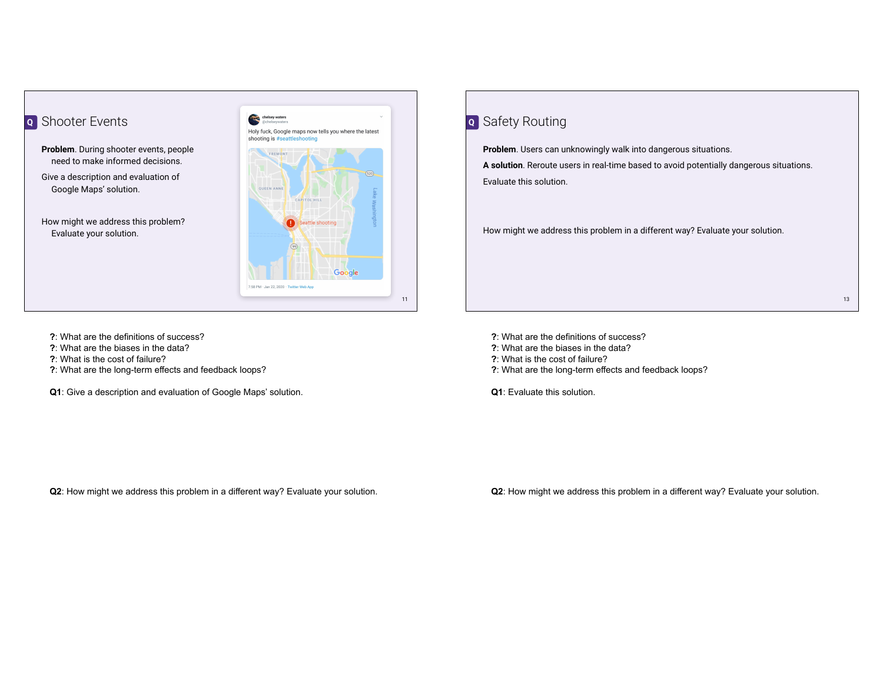## Shooter Events

**Problem**. During shooter events, people need to make informed decisions.

Give a description and evaluation of Google Maps' solution.

How might we address this problem? Evaluate your solution.

chelsey waters
@chelseywaters

Holy fuck, Google maps now tells you where the latest shooting is #seattleshooting

FREMONT
QUEEN ANNE
CAPITOL HILL
Seattle shooting
Lake Washington
520
99
Google

7:58 PM · Jan 22, 2020 · Twitter Web App

**?**: What are the definitions of success?
**?**: What are the biases in the data?
**?**: What is the cost of failure?
**?**: What are the long-term effects and feedback loops?

**Q1**: Give a description and evaluation of Google Maps' solution.

**Q2**: How might we address this problem in a different way? Evaluate your solution.

## Safety Routing

**Problem**. Users can unknowingly walk into dangerous situations.

**A solution**. Reroute users in real-time based to avoid potentially dangerous situations.

Evaluate this solution.

How might we address this problem in a different way? Evaluate your solution.

**?**: What are the definitions of success?
**?**: What are the biases in the data?
**?**: What is the cost of failure?
**?**: What are the long-term effects and feedback loops?

**Q1**: Evaluate this solution.

**Q2**: How might we address this problem in a different way? Evaluate your solution.